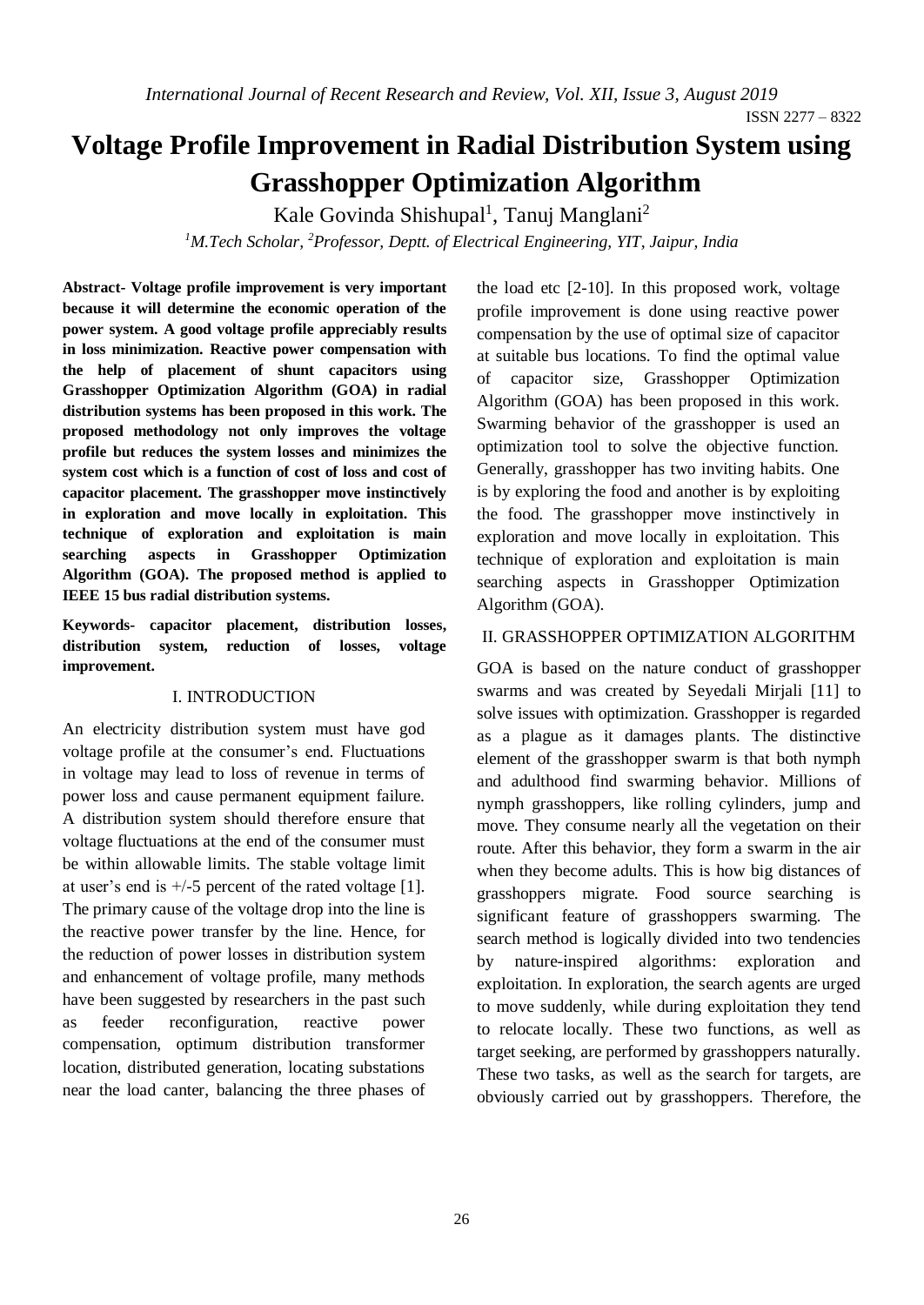# Voltage Profile Improvement in Radial Distribution System using Grasshopper Optimization Algorithm

Kale Govinda Shishupal[1], Tanuj Manglani[2]

[1]*M.Tech Scholar,* [2]*Professor, Deptt. of Electrical Engineering, YIT, Jaipur, India*

**Abstract- Voltage profile improvement is very important because it will determine the economic operation of the power system. A good voltage profile appreciably results in loss minimization. Reactive power compensation with the help of placement of shunt capacitors using Grasshopper Optimization Algorithm (GOA) in radial distribution systems has been proposed in this work. The proposed methodology not only improves the voltage profile but reduces the system losses and minimizes the system cost which is a function of cost of loss and cost of capacitor placement. The grasshopper move instinctively in exploration and move locally in exploitation. This technique of exploration and exploitation is main searching aspects in Grasshopper Optimization Algorithm (GOA). The proposed method is applied to IEEE 15 bus radial distribution systems.**

**Keywords- capacitor placement, distribution losses, distribution system, reduction of losses, voltage improvement.**

## I. INTRODUCTION

An electricity distribution system must have god voltage profile at the consumer's end. Fluctuations in voltage may lead to loss of revenue in terms of power loss and cause permanent equipment failure. A distribution system should therefore ensure that voltage fluctuations at the end of the consumer must be within allowable limits. The stable voltage limit at user's end is +/-5 percent of the rated voltage [1]. The primary cause of the voltage drop into the line is the reactive power transfer by the line. Hence, for the reduction of power losses in distribution system and enhancement of voltage profile, many methods have been suggested by researchers in the past such as feeder reconfiguration, reactive power compensation, optimum distribution transformer location, distributed generation, locating substations near the load canter, balancing the three phases of the load etc [2-10]. In this proposed work, voltage profile improvement is done using reactive power compensation by the use of optimal size of capacitor at suitable bus locations. To find the optimal value of capacitor size, Grasshopper Optimization Algorithm (GOA) has been proposed in this work. Swarming behavior of the grasshopper is used an optimization tool to solve the objective function. Generally, grasshopper has two inviting habits. One is by exploring the food and another is by exploiting the food. The grasshopper move instinctively in exploration and move locally in exploitation. This technique of exploration and exploitation is main searching aspects in Grasshopper Optimization Algorithm (GOA).

## II. GRASSHOPPER OPTIMIZATION ALGORITHM

GOA is based on the nature conduct of grasshopper swarms and was created by Seyedali Mirjali [11] to solve issues with optimization. Grasshopper is regarded as a plague as it damages plants. The distinctive element of the grasshopper swarm is that both nymph and adulthood find swarming behavior. Millions of nymph grasshoppers, like rolling cylinders, jump and move. They consume nearly all the vegetation on their route. After this behavior, they form a swarm in the air when they become adults. This is how big distances of grasshoppers migrate. Food source searching is significant feature of grasshoppers swarming. The search method is logically divided into two tendencies by nature-inspired algorithms: exploration and exploitation. In exploration, the search agents are urged to move suddenly, while during exploitation they tend to relocate locally. These two functions, as well as target seeking, are performed by grasshoppers naturally. These two tasks, as well as the search for targets, are obviously carried out by grasshoppers. Therefore, the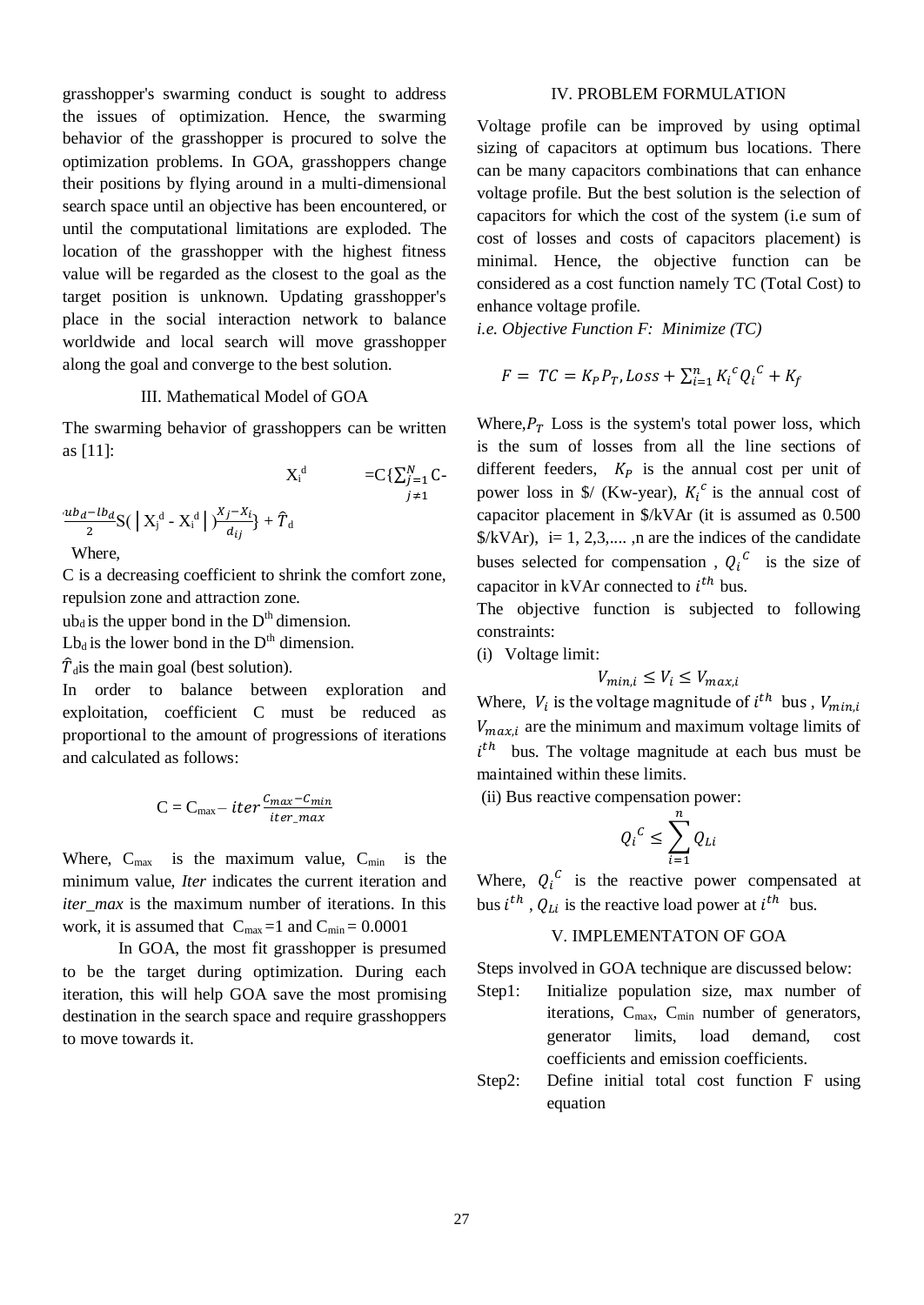grasshopper's swarming conduct is sought to address the issues of optimization. Hence, the swarming behavior of the grasshopper is procured to solve the optimization problems. In GOA, grasshoppers change their positions by flying around in a multi-dimensional search space until an objective has been encountered, or until the computational limitations are exploded. The location of the grasshopper with the highest fitness value will be regarded as the closest to the goal as the target position is unknown. Updating grasshopper's place in the social interaction network to balance worldwide and local search will move grasshopper along the goal and converge to the best solution.

## III. Mathematical Model of GOA

The swarming behavior of grasshoppers can be written as [11]:

$$X_i^d = C\{\sum_{\substack{j=1 \\ j\neq 1}}^{N} C \frac{ub_d - lb_d}{2} S(\left| X_j^d - X_i^d \right|) \frac{X_j - X_i}{d_{ij}}\} + \hat{T}_d$$

Where,

C is a decreasing coefficient to shrink the comfort zone, repulsion zone and attraction zone.

$ub_d$ is the upper bond in the $D^{th}$ dimension.

$Lb_d$ is the lower bond in the $D^{th}$ dimension.

$\hat{T}_d$ is the main goal (best solution).

In order to balance between exploration and exploitation, coefficient C must be reduced as proportional to the amount of progressions of iterations and calculated as follows:

$$C = C_{max} - iter\frac{C_{max} - C_{min}}{iter\_max}$$

Where, $C_{max}$ is the maximum value, $C_{min}$ is the minimum value, *Iter* indicates the current iteration and *iter_max* is the maximum number of iterations. In this work, it is assumed that $C_{max} = 1$ and $C_{min} = 0.0001$

In GOA, the most fit grasshopper is presumed to be the target during optimization. During each iteration, this will help GOA save the most promising destination in the search space and require grasshoppers to move towards it.

## IV. PROBLEM FORMULATION

Voltage profile can be improved by using optimal sizing of capacitors at optimum bus locations. There can be many capacitors combinations that can enhance voltage profile. But the best solution is the selection of capacitors for which the cost of the system (i.e sum of cost of losses and costs of capacitors placement) is minimal. Hence, the objective function can be considered as a cost function namely TC (Total Cost) to enhance voltage profile.

*i.e. Objective Function F: Minimize (TC)*

$$F = TC = K_P P_T, Loss + \sum_{i=1}^{n} K_i{}^c Q_i{}^C + K_f$$

Where, $P_T$ Loss is the system's total power loss, which is the sum of losses from all the line sections of different feeders, $K_P$ is the annual cost per unit of power loss in \$/ (Kw-year), $K_i{}^c$ is the annual cost of capacitor placement in \$/kVAr (it is assumed as 0.500 \$/kVAr), i= 1, 2,3,.... ,n are the indices of the candidate buses selected for compensation , $Q_i{}^C$ is the size of capacitor in kVAr connected to $i^{th}$ bus.

The objective function is subjected to following constraints:

(i) Voltage limit:

$$V_{min,i} \leq V_i \leq V_{max,i}$$

Where, $V_i$ is the voltage magnitude of $i^{th}$ bus , $V_{min,i}$ $V_{max,i}$ are the minimum and maximum voltage limits of $i^{th}$ bus. The voltage magnitude at each bus must be maintained within these limits.

(ii) Bus reactive compensation power:

$$Q_i{}^C \leq \sum_{i=1}^{n} Q_{Li}$$

Where, $Q_i{}^C$ is the reactive power compensated at bus $i^{th}$ , $Q_{Li}$ is the reactive load power at $i^{th}$ bus.

## V. IMPLEMENTATON OF GOA

Steps involved in GOA technique are discussed below:

- Step1: Initialize population size, max number of iterations, $C_{max}$, $C_{min}$ number of generators, generator limits, load demand, cost coefficients and emission coefficients.
- Step2: Define initial total cost function F using equation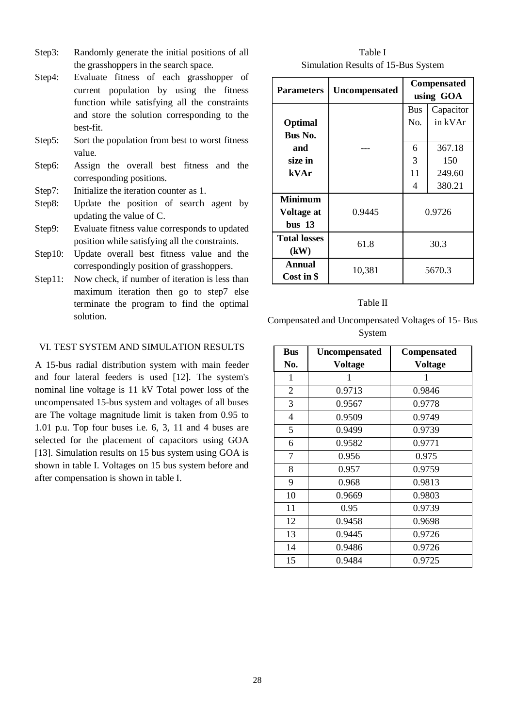Step3: Randomly generate the initial positions of all the grasshoppers in the search space.

Step4: Evaluate fitness of each grasshopper of current population by using the fitness function while satisfying all the constraints and store the solution corresponding to the best-fit.

Step5: Sort the population from best to worst fitness value.

Step6: Assign the overall best fitness and the corresponding positions.

Step7: Initialize the iteration counter as 1.

Step8: Update the position of search agent by updating the value of C.

Step9: Evaluate fitness value corresponds to updated position while satisfying all the constraints.

Step10: Update overall best fitness value and the correspondingly position of grasshoppers.

Step11: Now check, if number of iteration is less than maximum iteration then go to step7 else terminate the program to find the optimal solution.

## VI. TEST SYSTEM AND SIMULATION RESULTS

A 15-bus radial distribution system with main feeder and four lateral feeders is used [12]. The system's nominal line voltage is 11 kV Total power loss of the uncompensated 15-bus system and voltages of all buses are The voltage magnitude limit is taken from 0.95 to 1.01 p.u. Top four buses i.e. 6, 3, 11 and 4 buses are selected for the placement of capacitors using GOA [13]. Simulation results on 15 bus system using GOA is shown in table I. Voltages on 15 bus system before and after compensation is shown in table I.

Table I

Simulation Results of 15-Bus System

| Parameters | Uncompensated | Compensated using GOA | |
|---|---|---|---|
| | | Bus No. | Capacitor in kVAr |
| Optimal Bus No. and size in kVAr | --- | 6 | 367.18 |
| | | 3 | 150 |
| | | 11 | 249.60 |
| | | 4 | 380.21 |
| Minimum Voltage at bus 13 | 0.9445 | 0.9726 | |
| Total losses (kW) | 61.8 | 30.3 | |
| Annual Cost in $ | 10,381 | 5670.3 | |

Table II

Compensated and Uncompensated Voltages of 15- Bus System

| Bus No. | Uncompensated Voltage | Compensated Voltage |
|---|---|---|
| 1 | 1 | 1 |
| 2 | 0.9713 | 0.9846 |
| 3 | 0.9567 | 0.9778 |
| 4 | 0.9509 | 0.9749 |
| 5 | 0.9499 | 0.9739 |
| 6 | 0.9582 | 0.9771 |
| 7 | 0.956 | 0.975 |
| 8 | 0.957 | 0.9759 |
| 9 | 0.968 | 0.9813 |
| 10 | 0.9669 | 0.9803 |
| 11 | 0.95 | 0.9739 |
| 12 | 0.9458 | 0.9698 |
| 13 | 0.9445 | 0.9726 |
| 14 | 0.9486 | 0.9726 |
| 15 | 0.9484 | 0.9725 |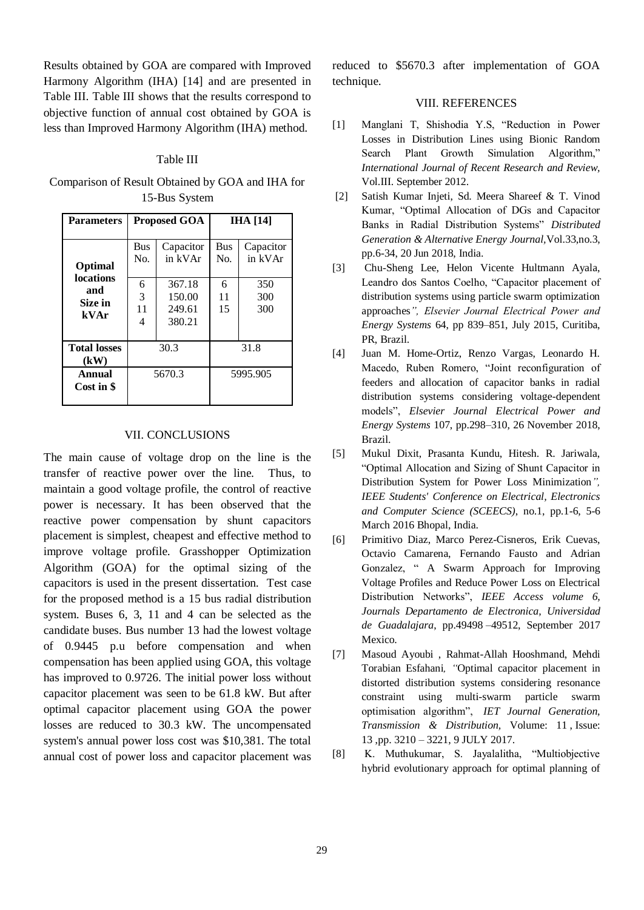Results obtained by GOA are compared with Improved Harmony Algorithm (IHA) [14] and are presented in Table III. Table III shows that the results correspond to objective function of annual cost obtained by GOA is less than Improved Harmony Algorithm (IHA) method.

Table III

Comparison of Result Obtained by GOA and IHA for 15-Bus System

| **Parameters** | **Proposed GOA** | | **IHA [14]** | |
|---|---|---|---|---|
| | Bus No. | Capacitor in kVAr | Bus No. | Capacitor in kVAr |
| **Optimal locations and Size in kVAr** | 6<br>3<br>11<br>4 | 367.18<br>150.00<br>249.61<br>380.21 | 6<br>11<br>15 | 350<br>300<br>300 |
| **Total losses (kW)** | 30.3 | | 31.8 | |
| **Annual Cost in $** | 5670.3 | | 5995.905 | |

## VII. CONCLUSIONS

The main cause of voltage drop on the line is the transfer of reactive power over the line. Thus, to maintain a good voltage profile, the control of reactive power is necessary. It has been observed that the reactive power compensation by shunt capacitors placement is simplest, cheapest and effective method to improve voltage profile. Grasshopper Optimization Algorithm (GOA) for the optimal sizing of the capacitors is used in the present dissertation. Test case for the proposed method is a 15 bus radial distribution system. Buses 6, 3, 11 and 4 can be selected as the candidate buses. Bus number 13 had the lowest voltage of 0.9445 p.u before compensation and when compensation has been applied using GOA, this voltage has improved to 0.9726. The initial power loss without capacitor placement was seen to be 61.8 kW. But after optimal capacitor placement using GOA the power losses are reduced to 30.3 kW. The uncompensated system's annual power loss cost was $10,381. The total annual cost of power loss and capacitor placement was reduced to $5670.3 after implementation of GOA technique.

## VIII. REFERENCES

[1] Manglani T, Shishodia Y.S, "Reduction in Power Losses in Distribution Lines using Bionic Random Search Plant Growth Simulation Algorithm," *International Journal of Recent Research and Review*, Vol.III. September 2012.

[2] Satish Kumar Injeti, Sd. Meera Shareef & T. Vinod Kumar, "Optimal Allocation of DGs and Capacitor Banks in Radial Distribution Systems" *Distributed Generation & Alternative Energy Journal*,Vol.33,no.3, pp.6-34, 20 Jun 2018, India.

[3] Chu-Sheng Lee, Helon Vicente Hultmann Ayala, Leandro dos Santos Coelho, "Capacitor placement of distribution systems using particle swarm optimization approaches*", Elsevier Journal Electrical Power and Energy Systems* 64, pp 839–851, July 2015, Curitiba, PR, Brazil.

[4] Juan M. Home-Ortiz, Renzo Vargas, Leonardo H. Macedo, Ruben Romero, "Joint reconfiguration of feeders and allocation of capacitor banks in radial distribution systems considering voltage-dependent models", *Elsevier Journal Electrical Power and Energy Systems* 107, pp.298–310, 26 November 2018, Brazil.

[5] Mukul Dixit, Prasanta Kundu, Hitesh. R. Jariwala, "Optimal Allocation and Sizing of Shunt Capacitor in Distribution System for Power Loss Minimization*", IEEE Students' Conference on Electrical, Electronics and Computer Science (SCEECS)*, no.1, pp.1-6, 5-6 March 2016 Bhopal, India.

[6] Primitivo Diaz, Marco Perez-Cisneros, Erik Cuevas, Octavio Camarena, Fernando Fausto and Adrian Gonzalez, " A Swarm Approach for Improving Voltage Profiles and Reduce Power Loss on Electrical Distribution Networks", *IEEE Access volume 6, Journals Departamento de Electronica, Universidad de Guadalajara*, pp.49498 –49512, September 2017 Mexico.

[7] Masoud Ayoubi , Rahmat-Allah Hooshmand, Mehdi Torabian Esfahani*, "*Optimal capacitor placement in distorted distribution systems considering resonance constraint using multi-swarm particle swarm optimisation algorithm", *IET Journal Generation, Transmission & Distribution,* Volume: 11 , Issue: 13 ,pp. 3210 – 3221, 9 JULY 2017.

[8] K. Muthukumar, S. Jayalalitha, "Multiobjective hybrid evolutionary approach for optimal planning of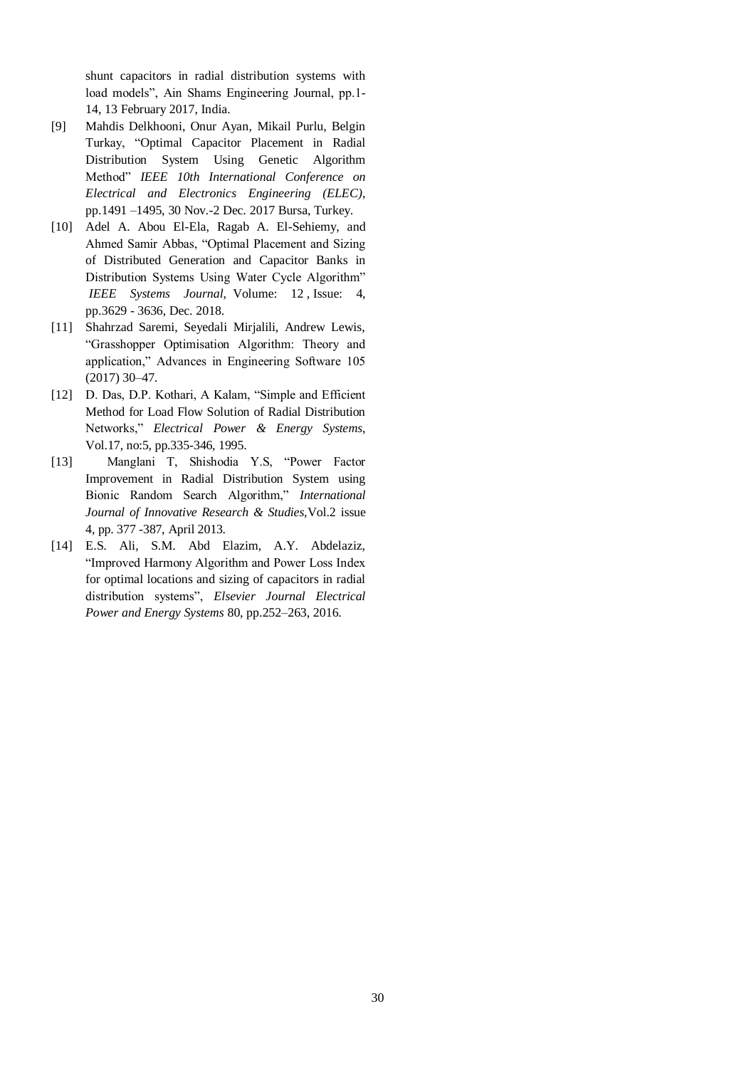shunt capacitors in radial distribution systems with load models", Ain Shams Engineering Journal, pp.1-14, 13 February 2017, India.

[9] Mahdis Delkhooni, Onur Ayan, Mikail Purlu, Belgin Turkay, "Optimal Capacitor Placement in Radial Distribution System Using Genetic Algorithm Method" *IEEE 10th International Conference on Electrical and Electronics Engineering (ELEC)*, pp.1491 –1495, 30 Nov.-2 Dec. 2017 Bursa, Turkey.

[10] Adel A. Abou El-Ela, Ragab A. El-Sehiemy, and Ahmed Samir Abbas, "Optimal Placement and Sizing of Distributed Generation and Capacitor Banks in Distribution Systems Using Water Cycle Algorithm" *IEEE Systems Journal*, Volume: 12 , Issue: 4, pp.3629 - 3636, Dec. 2018.

[11] Shahrzad Saremi, Seyedali Mirjalili, Andrew Lewis, "Grasshopper Optimisation Algorithm: Theory and application," Advances in Engineering Software 105 (2017) 30–47.

[12] D. Das, D.P. Kothari, A Kalam, "Simple and Efficient Method for Load Flow Solution of Radial Distribution Networks," *Electrical Power & Energy Systems*, Vol.17, no:5, pp.335-346, 1995.

[13] Manglani T, Shishodia Y.S, "Power Factor Improvement in Radial Distribution System using Bionic Random Search Algorithm," *International Journal of Innovative Research & Studies,*Vol.2 issue 4, pp. 377 -387, April 2013.

[14] E.S. Ali, S.M. Abd Elazim, A.Y. Abdelaziz, "Improved Harmony Algorithm and Power Loss Index for optimal locations and sizing of capacitors in radial distribution systems", *Elsevier Journal Electrical Power and Energy Systems* 80, pp.252–263, 2016.